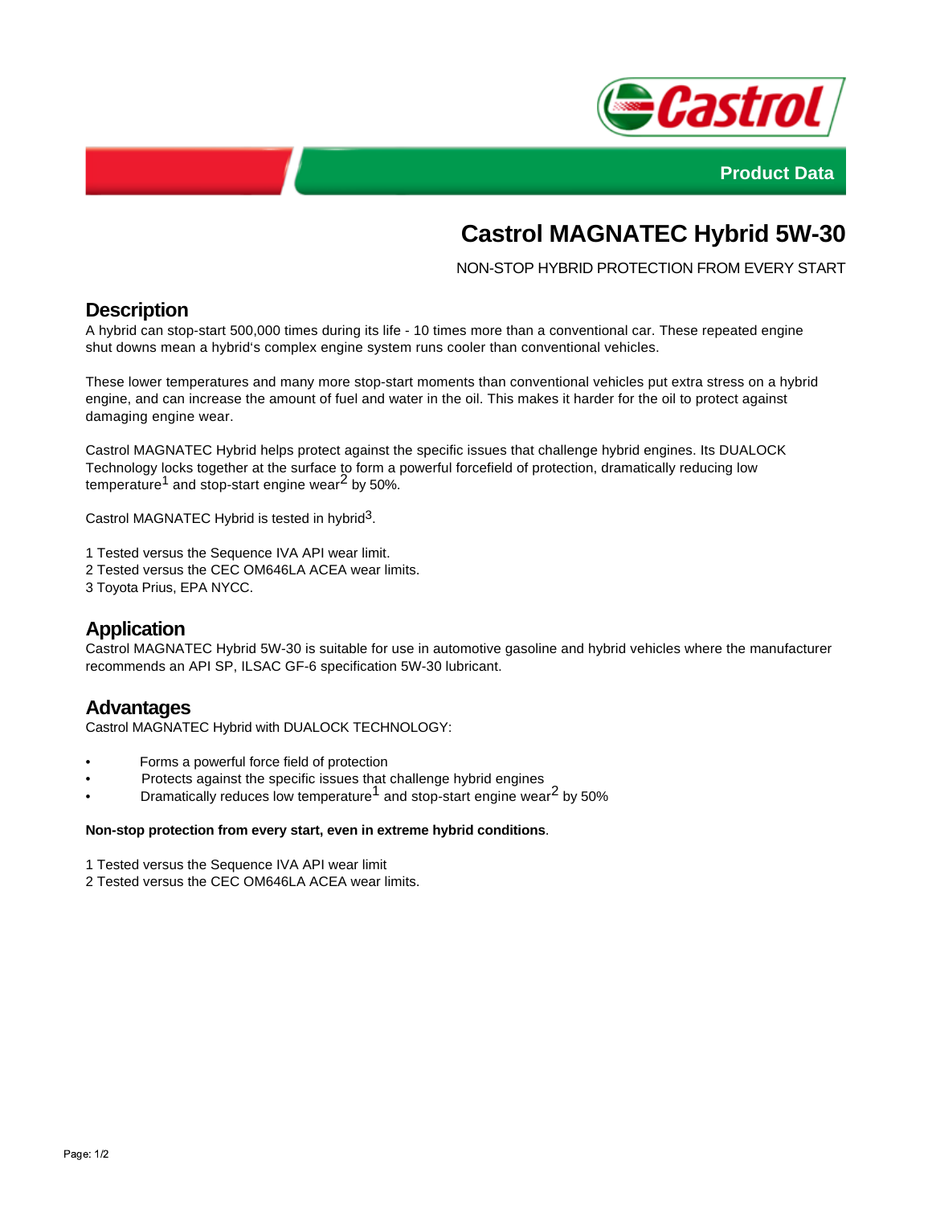Product Data

# Castrol MAGNATEC Hybrid 5W-30

NON-STOP HYBRID PROTECTION FROM EVERY START

## Description

A hybrid can stop-start 500,000 times during its life - 10 times more than a conventional car. These repeated engine shut downs mean a hybrid's complex engine system runs cooler than conventional vehicles.

These lower temperatures and many more stop-start moments than conventional vehicles put extra stress on a hybrid engine, and can increase the amount of fuel and water in the oil. This makes it harder for the oil to protect against damaging engine wear.

Castrol MAGNATEC Hybrid helps protect against the specific issues that challenge hybrid engines. Its DUALOCK Technology locks together at the surface to form a powerful forcefield of protection, dramatically reducing low temperature[1] and stop-start engine wear[2] by 50%.

Castrol MAGNATEC Hybrid is tested in hybrid[3].

1 Tested versus the Sequence IVA API wear limit.
2 Tested versus the CEC OM646LA ACEA wear limits.
3 Toyota Prius, EPA NYCC.

## Application

Castrol MAGNATEC Hybrid 5W-30 is suitable for use in automotive gasoline and hybrid vehicles where the manufacturer recommends an API SP, ILSAC GF-6 specification 5W-30 lubricant.

## Advantages

Castrol MAGNATEC Hybrid with DUALOCK TECHNOLOGY:

- Forms a powerful force field of protection
- Protects against the specific issues that challenge hybrid engines
- Dramatically reduces low temperature[1] and stop-start engine wear[2] by 50%

**Non-stop protection from every start, even in extreme hybrid conditions**.

1 Tested versus the Sequence IVA API wear limit
2 Tested versus the CEC OM646LA ACEA wear limits.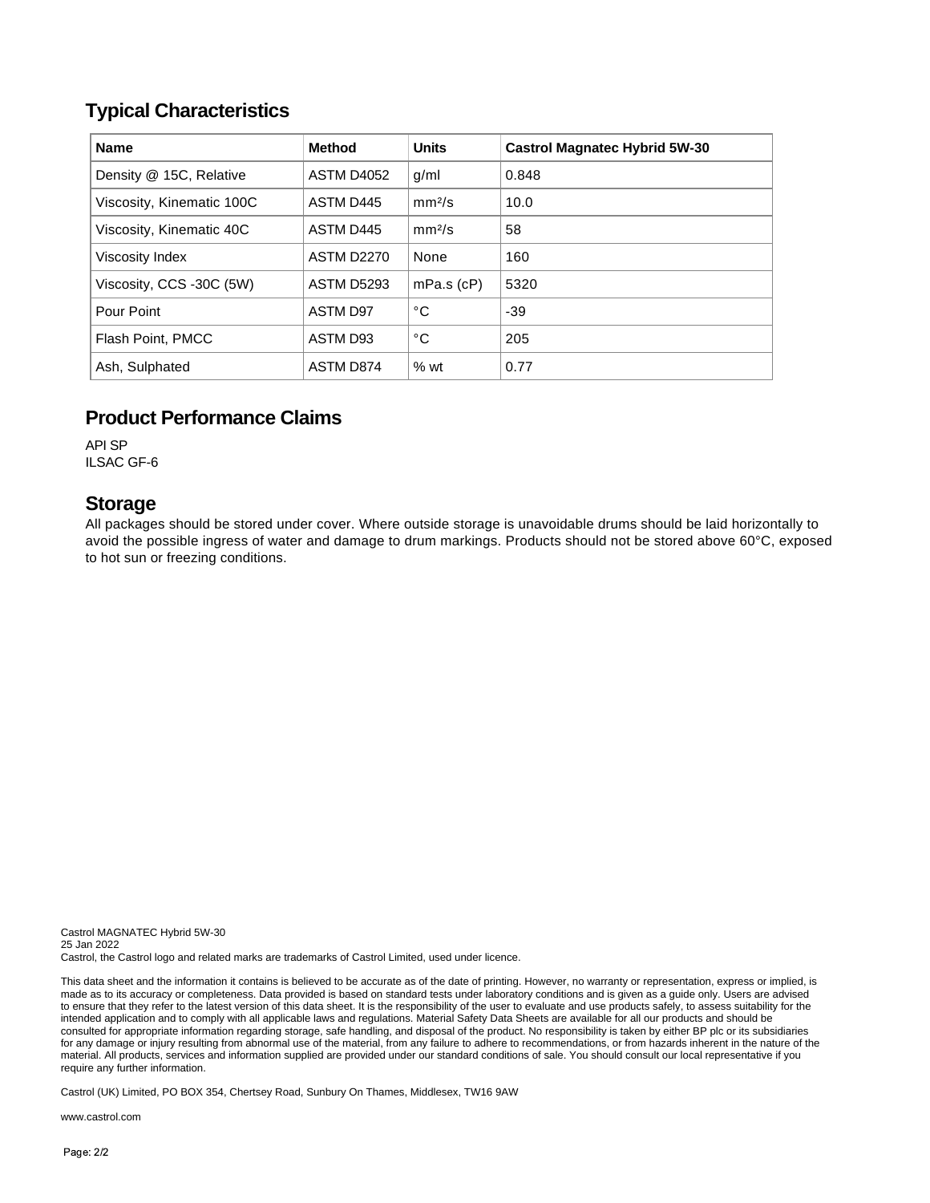## Typical Characteristics

| Name | Method | Units | Castrol Magnatec Hybrid 5W-30 |
|---|---|---|---|
| Density @ 15C, Relative | ASTM D4052 | g/ml | 0.848 |
| Viscosity, Kinematic 100C | ASTM D445 | $mm^2/s$ | 10.0 |
| Viscosity, Kinematic 40C | ASTM D445 | $mm^2/s$ | 58 |
| Viscosity Index | ASTM D2270 | None | 160 |
| Viscosity, CCS -30C (5W) | ASTM D5293 | mPa.s (cP) | 5320 |
| Pour Point | ASTM D97 | °C | -39 |
| Flash Point, PMCC | ASTM D93 | °C | 205 |
| Ash, Sulphated | ASTM D874 | % wt | 0.77 |

## Product Performance Claims

API SP
ILSAC GF-6

## Storage

All packages should be stored under cover. Where outside storage is unavoidable drums should be laid horizontally to avoid the possible ingress of water and damage to drum markings. Products should not be stored above 60°C, exposed to hot sun or freezing conditions.

Castrol MAGNATEC Hybrid 5W-30
25 Jan 2022
Castrol, the Castrol logo and related marks are trademarks of Castrol Limited, used under licence.

This data sheet and the information it contains is believed to be accurate as of the date of printing. However, no warranty or representation, express or implied, is made as to its accuracy or completeness. Data provided is based on standard tests under laboratory conditions and is given as a guide only. Users are advised to ensure that they refer to the latest version of this data sheet. It is the responsibility of the user to evaluate and use products safely, to assess suitability for the intended application and to comply with all applicable laws and regulations. Material Safety Data Sheets are available for all our products and should be consulted for appropriate information regarding storage, safe handling, and disposal of the product. No responsibility is taken by either BP plc or its subsidiaries for any damage or injury resulting from abnormal use of the material, from any failure to adhere to recommendations, or from hazards inherent in the nature of the material. All products, services and information supplied are provided under our standard conditions of sale. You should consult our local representative if you require any further information.

Castrol (UK) Limited, PO BOX 354, Chertsey Road, Sunbury On Thames, Middlesex, TW16 9AW

www.castrol.com